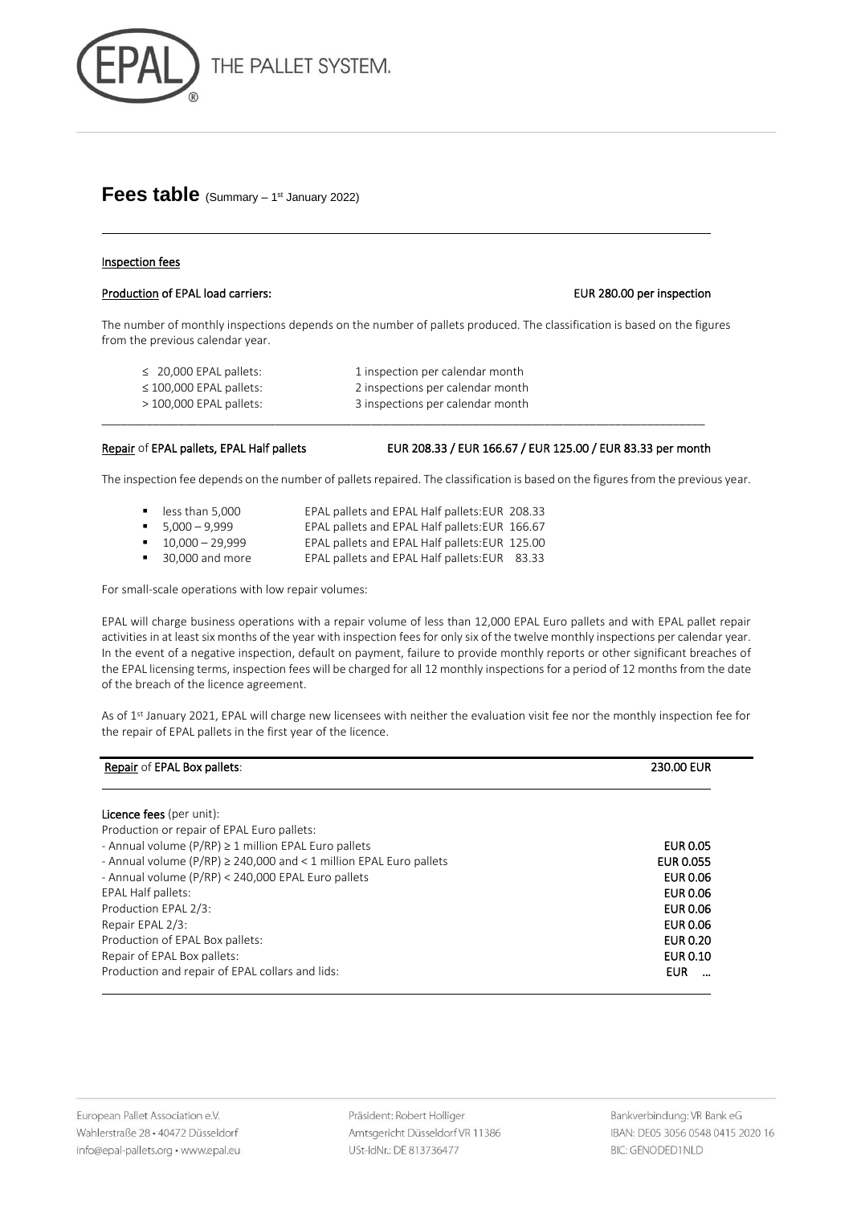# Fees table (Summary – 1st January 2022)

## Inspection fees

**Production of EPAL load carriers:** **EUR 280.00 per inspection**

The number of monthly inspections depends on the number of pallets produced. The classification is based on the figures from the previous calendar year.

| | |
|---|---|
| ≤ 20,000 EPAL pallets: | 1 inspection per calendar month |
| ≤ 100,000 EPAL pallets: | 2 inspections per calendar month |
| > 100,000 EPAL pallets: | 3 inspections per calendar month |

**Repair of EPAL pallets, EPAL Half pallets** **EUR 208.33 / EUR 166.67 / EUR 125.00 / EUR 83.33 per month**

The inspection fee depends on the number of pallets repaired. The classification is based on the figures from the previous year.

- less than 5,000 EPAL pallets and EPAL Half pallets: EUR 208.33
- 5,000 – 9,999 EPAL pallets and EPAL Half pallets: EUR 166.67
- 10,000 – 29,999 EPAL pallets and EPAL Half pallets: EUR 125.00
- 30,000 and more EPAL pallets and EPAL Half pallets: EUR 83.33

For small-scale operations with low repair volumes:

EPAL will charge business operations with a repair volume of less than 12,000 EPAL Euro pallets and with EPAL pallet repair activities in at least six months of the year with inspection fees for only six of the twelve monthly inspections per calendar year. In the event of a negative inspection, default on payment, failure to provide monthly reports or other significant breaches of the EPAL licensing terms, inspection fees will be charged for all 12 monthly inspections for a period of 12 months from the date of the breach of the licence agreement.

As of 1st January 2021, EPAL will charge new licensees with neither the evaluation visit fee nor the monthly inspection fee for the repair of EPAL pallets in the first year of the licence.

**Repair of EPAL Box pallets:** **230.00 EUR**

**Licence fees** (per unit):

| Production or repair of EPAL Euro pallets: | |
|---|---|
| - Annual volume (P/RP) ≥ 1 million EPAL Euro pallets | **EUR 0.05** |
| - Annual volume (P/RP) ≥ 240,000 and < 1 million EPAL Euro pallets | **EUR 0.055** |
| - Annual volume (P/RP) < 240,000 EPAL Euro pallets | **EUR 0.06** |
| EPAL Half pallets: | **EUR 0.06** |
| Production EPAL 2/3: | **EUR 0.06** |
| Repair EPAL 2/3: | **EUR 0.06** |
| Production of EPAL Box pallets: | **EUR 0.20** |
| Repair of EPAL Box pallets: | **EUR 0.10** |
| Production and repair of EPAL collars and lids: | **EUR …** |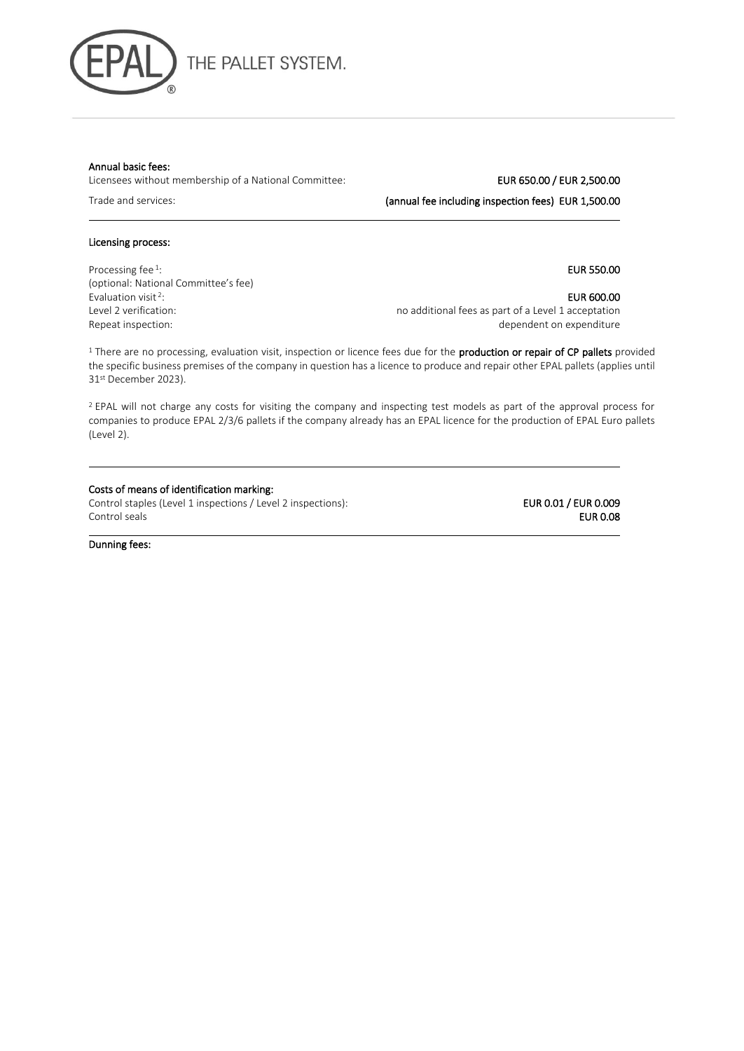**Annual basic fees:**

| | |
|---|---|
| Licensees without membership of a National Committee: | **EUR 650.00 / EUR 2,500.00** |
| Trade and services: | **(annual fee including inspection fees) EUR 1,500.00** |

**Licensing process:**

| | |
|---|---|
| Processing fee[1]: (optional: National Committee's fee) | **EUR 550.00** |
| Evaluation visit[2]: | **EUR 600.00** |
| Level 2 verification: | no additional fees as part of a Level 1 acceptation |
| Repeat inspection: | dependent on expenditure |

[1] There are no processing, evaluation visit, inspection or licence fees due for the **production or repair of CP pallets** provided the specific business premises of the company in question has a licence to produce and repair other EPAL pallets (applies until 31st December 2023).

[2] EPAL will not charge any costs for visiting the company and inspecting test models as part of the approval process for companies to produce EPAL 2/3/6 pallets if the company already has an EPAL licence for the production of EPAL Euro pallets (Level 2).

**Costs of means of identification marking:**

| | |
|---|---|
| Control staples (Level 1 inspections / Level 2 inspections): | **EUR 0.01 / EUR 0.009** |
| Control seals | **EUR 0.08** |

**Dunning fees:**